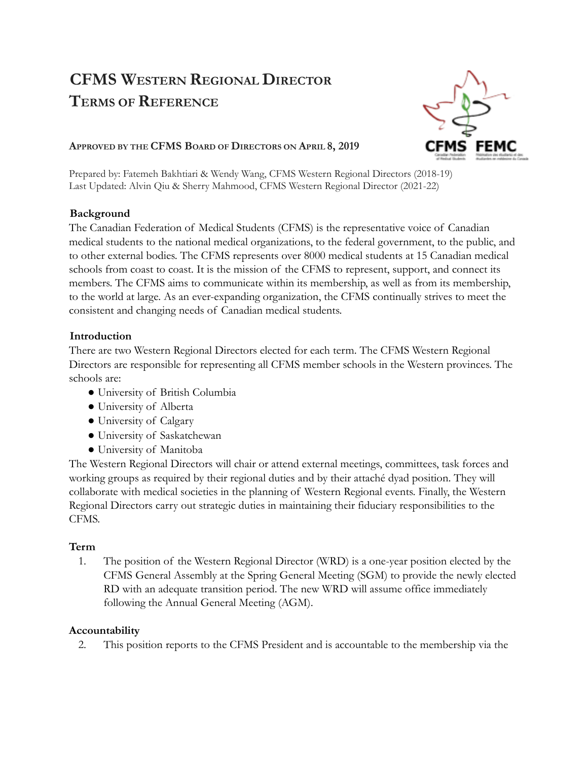# CFMS Western Regional Director
# Terms of Reference

**Approved by the CFMS Board of Directors on April 8, 2019**

Prepared by: Fatemeh Bakhtiari & Wendy Wang, CFMS Western Regional Directors (2018-19)
Last Updated: Alvin Qiu & Sherry Mahmood, CFMS Western Regional Director (2021-22)

### Background

The Canadian Federation of Medical Students (CFMS) is the representative voice of Canadian medical students to the national medical organizations, to the federal government, to the public, and to other external bodies. The CFMS represents over 8000 medical students at 15 Canadian medical schools from coast to coast. It is the mission of the CFMS to represent, support, and connect its members. The CFMS aims to communicate within its membership, as well as from its membership, to the world at large. As an ever-expanding organization, the CFMS continually strives to meet the consistent and changing needs of Canadian medical students.

### Introduction

There are two Western Regional Directors elected for each term. The CFMS Western Regional Directors are responsible for representing all CFMS member schools in the Western provinces. The schools are:

- University of British Columbia
- University of Alberta
- University of Calgary
- University of Saskatchewan
- University of Manitoba

The Western Regional Directors will chair or attend external meetings, committees, task forces and working groups as required by their regional duties and by their attaché dyad position. They will collaborate with medical societies in the planning of Western Regional events. Finally, the Western Regional Directors carry out strategic duties in maintaining their fiduciary responsibilities to the CFMS.

### Term

1. The position of the Western Regional Director (WRD) is a one-year position elected by the CFMS General Assembly at the Spring General Meeting (SGM) to provide the newly elected RD with an adequate transition period. The new WRD will assume office immediately following the Annual General Meeting (AGM).

### Accountability

2. This position reports to the CFMS President and is accountable to the membership via the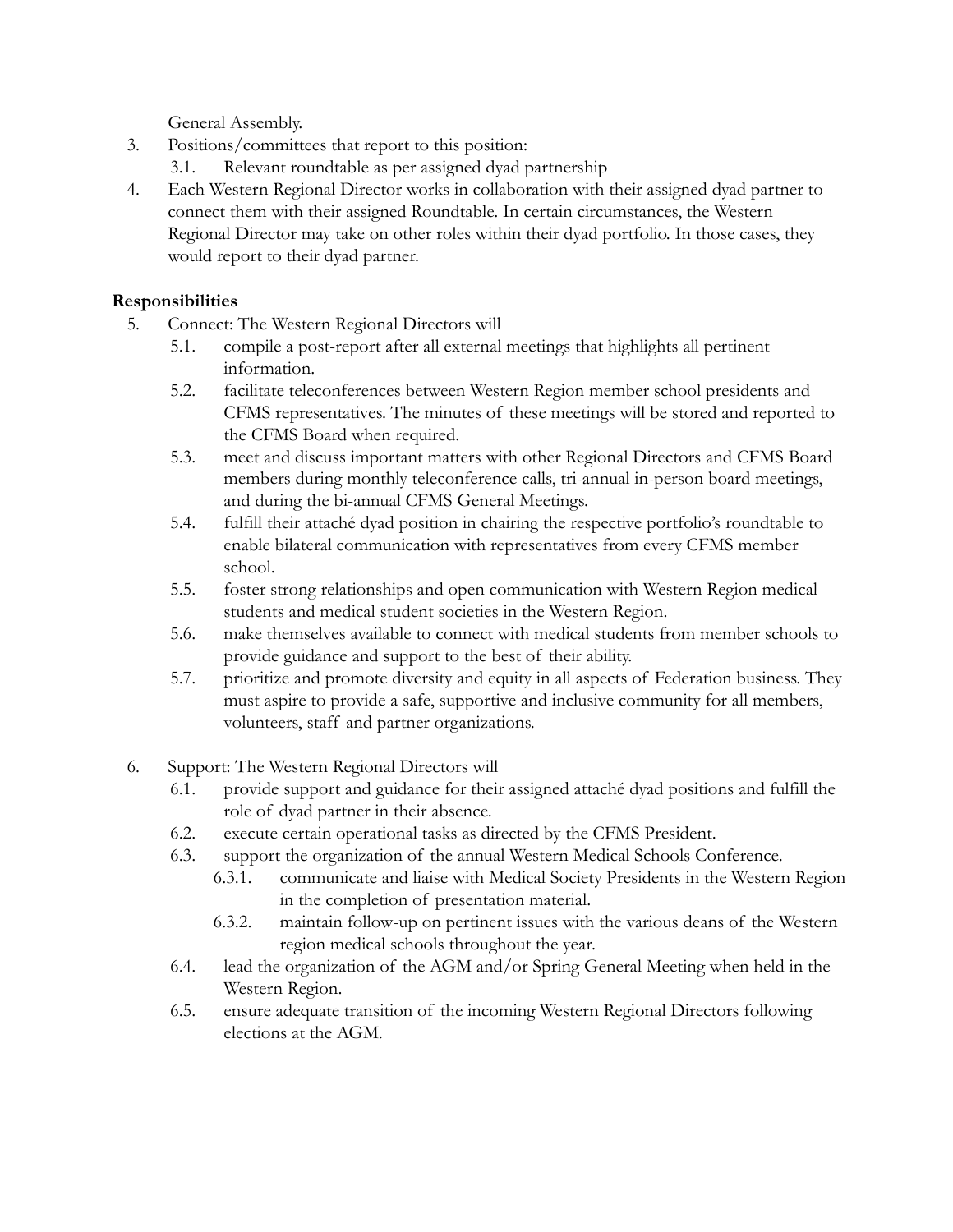General Assembly.

3. Positions/committees that report to this position:
   3.1. Relevant roundtable as per assigned dyad partnership
4. Each Western Regional Director works in collaboration with their assigned dyad partner to connect them with their assigned Roundtable. In certain circumstances, the Western Regional Director may take on other roles within their dyad portfolio. In those cases, they would report to their dyad partner.

**Responsibilities**

5. Connect: The Western Regional Directors will
   5.1. compile a post-report after all external meetings that highlights all pertinent information.
   5.2. facilitate teleconferences between Western Region member school presidents and CFMS representatives. The minutes of these meetings will be stored and reported to the CFMS Board when required.
   5.3. meet and discuss important matters with other Regional Directors and CFMS Board members during monthly teleconference calls, tri-annual in-person board meetings, and during the bi-annual CFMS General Meetings.
   5.4. fulfill their attaché dyad position in chairing the respective portfolio's roundtable to enable bilateral communication with representatives from every CFMS member school.
   5.5. foster strong relationships and open communication with Western Region medical students and medical student societies in the Western Region.
   5.6. make themselves available to connect with medical students from member schools to provide guidance and support to the best of their ability.
   5.7. prioritize and promote diversity and equity in all aspects of Federation business. They must aspire to provide a safe, supportive and inclusive community for all members, volunteers, staff and partner organizations.

6. Support: The Western Regional Directors will
   6.1. provide support and guidance for their assigned attaché dyad positions and fulfill the role of dyad partner in their absence.
   6.2. execute certain operational tasks as directed by the CFMS President.
   6.3. support the organization of the annual Western Medical Schools Conference.
      6.3.1. communicate and liaise with Medical Society Presidents in the Western Region in the completion of presentation material.
      6.3.2. maintain follow-up on pertinent issues with the various deans of the Western region medical schools throughout the year.
   6.4. lead the organization of the AGM and/or Spring General Meeting when held in the Western Region.
   6.5. ensure adequate transition of the incoming Western Regional Directors following elections at the AGM.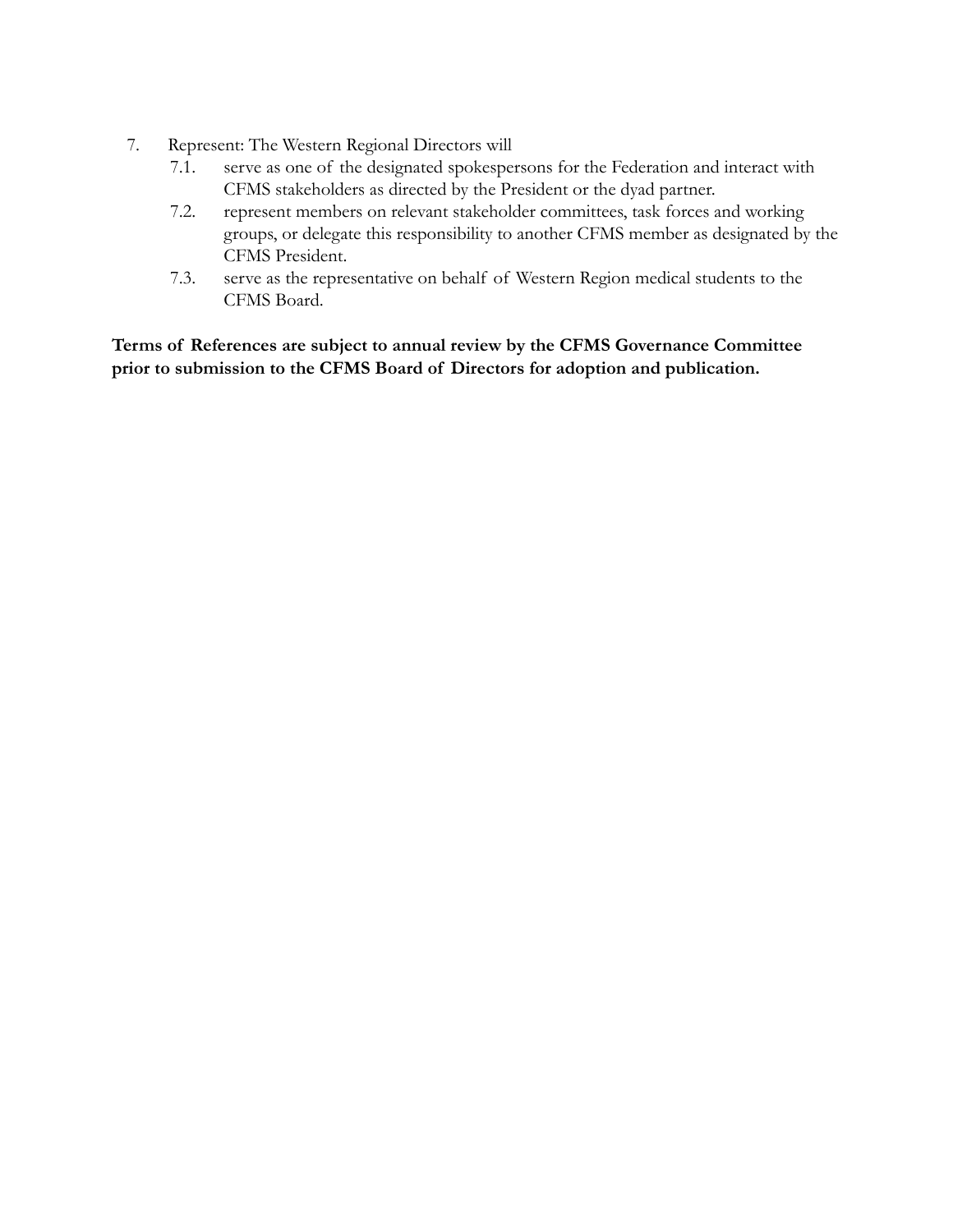7. Represent: The Western Regional Directors will
    7.1. serve as one of the designated spokespersons for the Federation and interact with CFMS stakeholders as directed by the President or the dyad partner.
    7.2. represent members on relevant stakeholder committees, task forces and working groups, or delegate this responsibility to another CFMS member as designated by the CFMS President.
    7.3. serve as the representative on behalf of Western Region medical students to the CFMS Board.

**Terms of References are subject to annual review by the CFMS Governance Committee prior to submission to the CFMS Board of Directors for adoption and publication.**